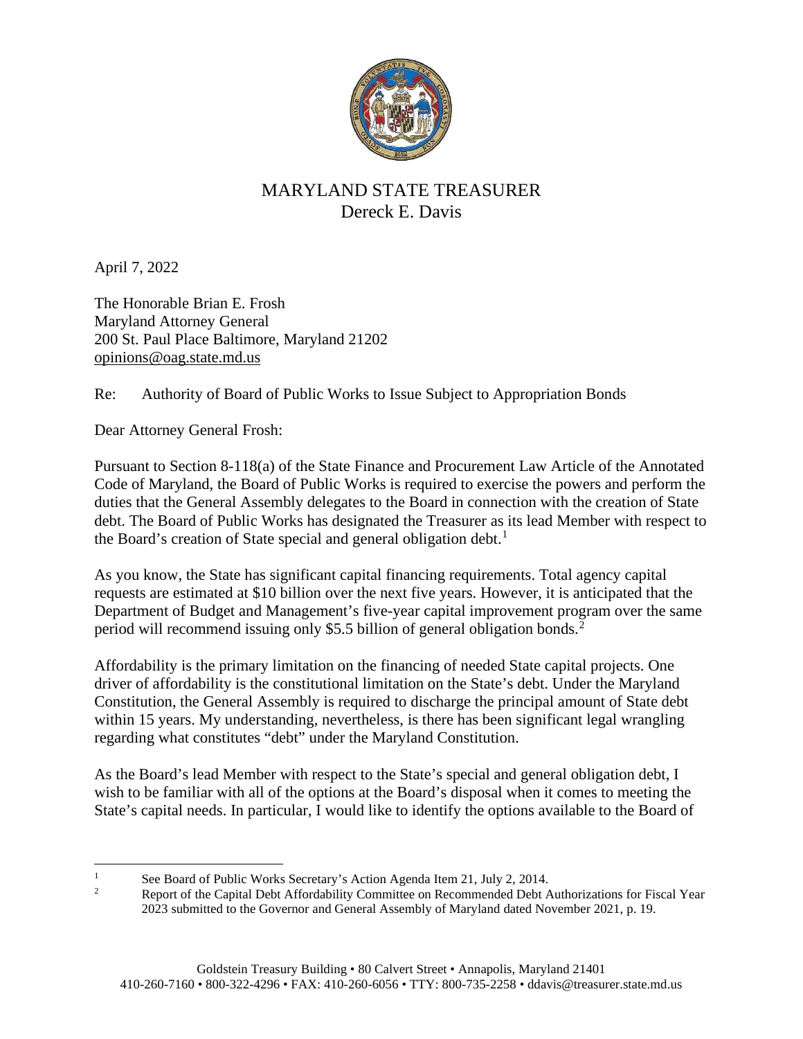# MARYLAND STATE TREASURER
Dereck E. Davis

April 7, 2022

The Honorable Brian E. Frosh
Maryland Attorney General
200 St. Paul Place Baltimore, Maryland 21202
opinions@oag.state.md.us

Re: Authority of Board of Public Works to Issue Subject to Appropriation Bonds

Dear Attorney General Frosh:

Pursuant to Section 8-118(a) of the State Finance and Procurement Law Article of the Annotated Code of Maryland, the Board of Public Works is required to exercise the powers and perform the duties that the General Assembly delegates to the Board in connection with the creation of State debt. The Board of Public Works has designated the Treasurer as its lead Member with respect to the Board's creation of State special and general obligation debt.[1]

As you know, the State has significant capital financing requirements. Total agency capital requests are estimated at $10 billion over the next five years. However, it is anticipated that the Department of Budget and Management's five-year capital improvement program over the same period will recommend issuing only $5.5 billion of general obligation bonds.[2]

Affordability is the primary limitation on the financing of needed State capital projects. One driver of affordability is the constitutional limitation on the State's debt. Under the Maryland Constitution, the General Assembly is required to discharge the principal amount of State debt within 15 years. My understanding, nevertheless, is there has been significant legal wrangling regarding what constitutes "debt" under the Maryland Constitution.

As the Board's lead Member with respect to the State's special and general obligation debt, I wish to be familiar with all of the options at the Board's disposal when it comes to meeting the State's capital needs. In particular, I would like to identify the options available to the Board of

[1] See Board of Public Works Secretary's Action Agenda Item 21, July 2, 2014.

[2] Report of the Capital Debt Affordability Committee on Recommended Debt Authorizations for Fiscal Year 2023 submitted to the Governor and General Assembly of Maryland dated November 2021, p. 19.

Goldstein Treasury Building • 80 Calvert Street • Annapolis, Maryland 21401
410-260-7160 • 800-322-4296 • FAX: 410-260-6056 • TTY: 800-735-2258 • ddavis@treasurer.state.md.us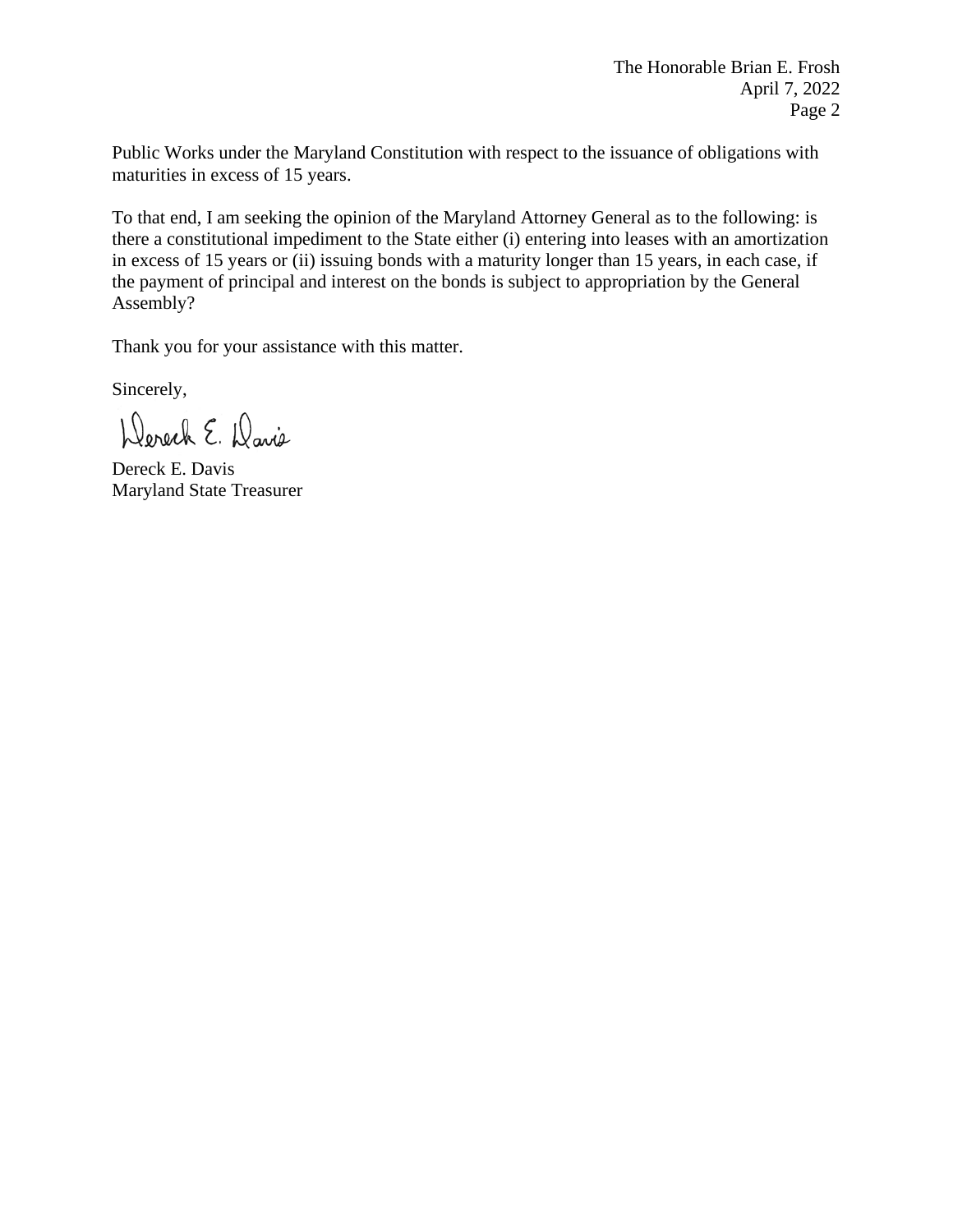Public Works under the Maryland Constitution with respect to the issuance of obligations with maturities in excess of 15 years.

To that end, I am seeking the opinion of the Maryland Attorney General as to the following: is there a constitutional impediment to the State either (i) entering into leases with an amortization in excess of 15 years or (ii) issuing bonds with a maturity longer than 15 years, in each case, if the payment of principal and interest on the bonds is subject to appropriation by the General Assembly?

Thank you for your assistance with this matter.

Sincerely,

Dereck E. Davis

Dereck E. Davis
Maryland State Treasurer